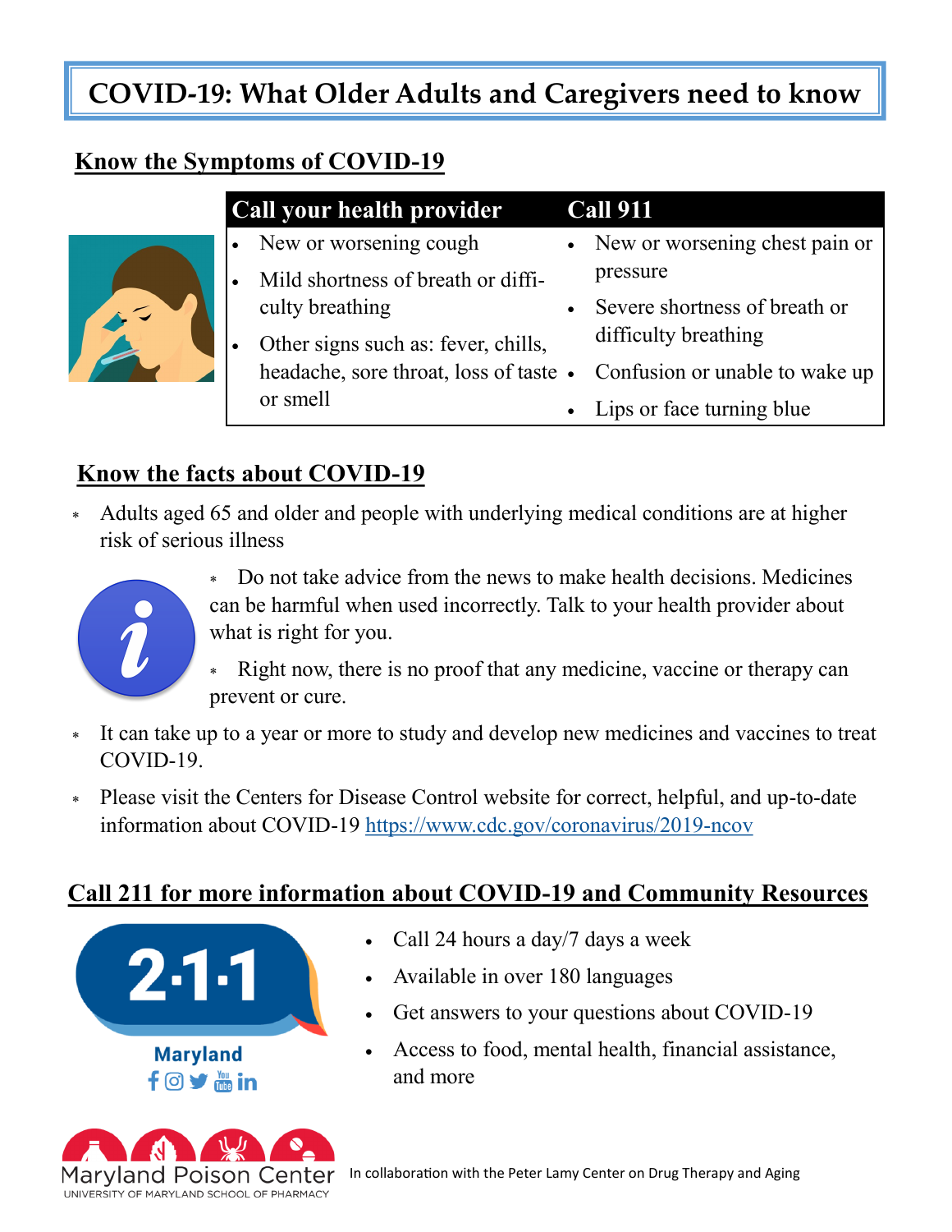# COVID-19: What Older Adults and Caregivers need to know

## Know the Symptoms of COVID-19

| Call your health provider | Call 911 |
| --- | --- |
| • New or worsening cough<br>• Mild shortness of breath or difficulty breathing<br>• Other signs such as: fever, chills, headache, sore throat, loss of taste or smell | • New or worsening chest pain or pressure<br>• Severe shortness of breath or difficulty breathing<br>• Confusion or unable to wake up<br>• Lips or face turning blue |

## Know the facts about COVID-19

* Adults aged 65 and older and people with underlying medical conditions are at higher risk of serious illness
* Do not take advice from the news to make health decisions. Medicines can be harmful when used incorrectly. Talk to your health provider about what is right for you.
* Right now, there is no proof that any medicine, vaccine or therapy can prevent or cure.
* It can take up to a year or more to study and develop new medicines and vaccines to treat COVID-19.
* Please visit the Centers for Disease Control website for correct, helpful, and up-to-date information about COVID-19 https://www.cdc.gov/coronavirus/2019-ncov

## Call 211 for more information about COVID-19 and Community Resources

2·1·1 Maryland

- Call 24 hours a day/7 days a week
- Available in over 180 languages
- Get answers to your questions about COVID-19
- Access to food, mental health, financial assistance, and more

Maryland Poison Center
UNIVERSITY OF MARYLAND SCHOOL OF PHARMACY

In collaboration with the Peter Lamy Center on Drug Therapy and Aging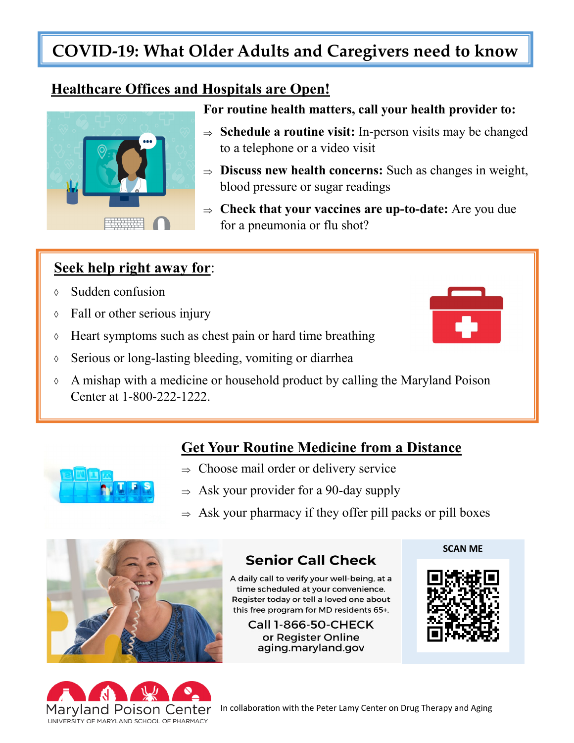# COVID-19: What Older Adults and Caregivers need to know

## Healthcare Offices and Hospitals are Open!

**For routine health matters, call your health provider to:**

- ⇒ **Schedule a routine visit:** In-person visits may be changed to a telephone or a video visit
- ⇒ **Discuss new health concerns:** Such as changes in weight, blood pressure or sugar readings
- ⇒ **Check that your vaccines are up-to-date:** Are you due for a pneumonia or flu shot?

## Seek help right away for:

- ◊ Sudden confusion
- ◊ Fall or other serious injury
- ◊ Heart symptoms such as chest pain or hard time breathing
- ◊ Serious or long-lasting bleeding, vomiting or diarrhea
- ◊ A mishap with a medicine or household product by calling the Maryland Poison Center at 1-800-222-1222.

## Get Your Routine Medicine from a Distance

- ⇒ Choose mail order or delivery service
- ⇒ Ask your provider for a 90-day supply
- ⇒ Ask your pharmacy if they offer pill packs or pill boxes

### Senior Call Check

A daily call to verify your well-being, at a time scheduled at your convenience. Register today or tell a loved one about this free program for MD residents 65+.

Call 1-866-50-CHECK
or Register Online
aging.maryland.gov

SCAN ME

Maryland Poison Center
UNIVERSITY OF MARYLAND SCHOOL OF PHARMACY

In collaboration with the Peter Lamy Center on Drug Therapy and Aging